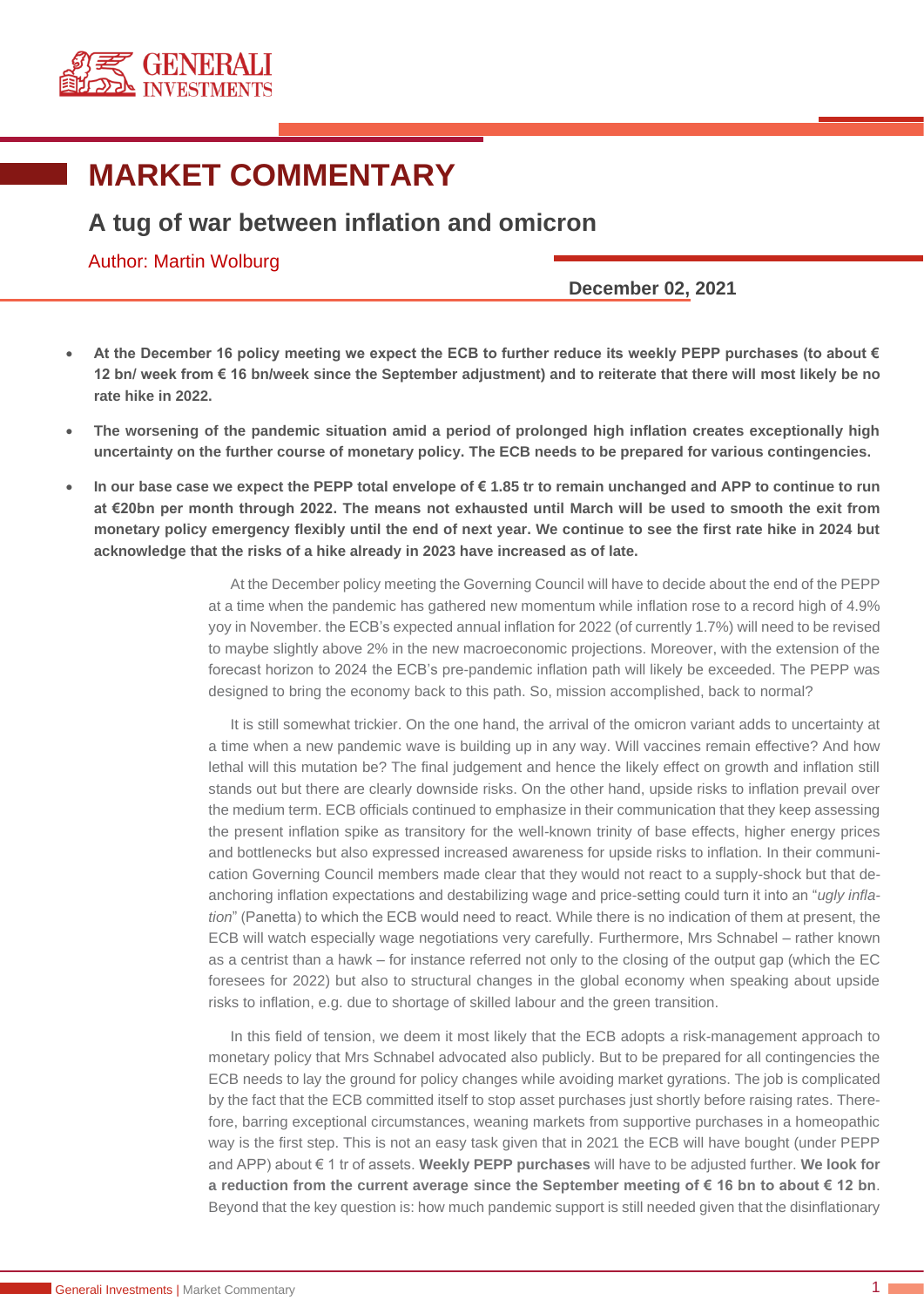# MARKET COMMENTARY

## A tug of war between inflation and omicron

Author: Martin Wolburg

**December 02, 2021**

- **At the December 16 policy meeting we expect the ECB to further reduce its weekly PEPP purchases (to about € 12 bn/ week from € 16 bn/week since the September adjustment) and to reiterate that there will most likely be no rate hike in 2022.**
- **The worsening of the pandemic situation amid a period of prolonged high inflation creates exceptionally high uncertainty on the further course of monetary policy. The ECB needs to be prepared for various contingencies.**
- **In our base case we expect the PEPP total envelope of € 1.85 tr to remain unchanged and APP to continue to run at €20bn per month through 2022. The means not exhausted until March will be used to smooth the exit from monetary policy emergency flexibly until the end of next year. We continue to see the first rate hike in 2024 but acknowledge that the risks of a hike already in 2023 have increased as of late.**

At the December policy meeting the Governing Council will have to decide about the end of the PEPP at a time when the pandemic has gathered new momentum while inflation rose to a record high of 4.9% yoy in November. the ECB's expected annual inflation for 2022 (of currently 1.7%) will need to be revised to maybe slightly above 2% in the new macroeconomic projections. Moreover, with the extension of the forecast horizon to 2024 the ECB's pre-pandemic inflation path will likely be exceeded. The PEPP was designed to bring the economy back to this path. So, mission accomplished, back to normal?

It is still somewhat trickier. On the one hand, the arrival of the omicron variant adds to uncertainty at a time when a new pandemic wave is building up in any way. Will vaccines remain effective? And how lethal will this mutation be? The final judgement and hence the likely effect on growth and inflation still stands out but there are clearly downside risks. On the other hand, upside risks to inflation prevail over the medium term. ECB officials continued to emphasize in their communication that they keep assessing the present inflation spike as transitory for the well-known trinity of base effects, higher energy prices and bottlenecks but also expressed increased awareness for upside risks to inflation. In their communication Governing Council members made clear that they would not react to a supply-shock but that de-anchoring inflation expectations and destabilizing wage and price-setting could turn it into an "*ugly inflation*" (Panetta) to which the ECB would need to react. While there is no indication of them at present, the ECB will watch especially wage negotiations very carefully. Furthermore, Mrs Schnabel – rather known as a centrist than a hawk – for instance referred not only to the closing of the output gap (which the EC foresees for 2022) but also to structural changes in the global economy when speaking about upside risks to inflation, e.g. due to shortage of skilled labour and the green transition.

In this field of tension, we deem it most likely that the ECB adopts a risk-management approach to monetary policy that Mrs Schnabel advocated also publicly. But to be prepared for all contingencies the ECB needs to lay the ground for policy changes while avoiding market gyrations. The job is complicated by the fact that the ECB committed itself to stop asset purchases just shortly before raising rates. Therefore, barring exceptional circumstances, weaning markets from supportive purchases in a homeopathic way is the first step. This is not an easy task given that in 2021 the ECB will have bought (under PEPP and APP) about € 1 tr of assets. **Weekly PEPP purchases** will have to be adjusted further. **We look for a reduction from the current average since the September meeting of € 16 bn to about € 12 bn**. Beyond that the key question is: how much pandemic support is still needed given that the disinflationary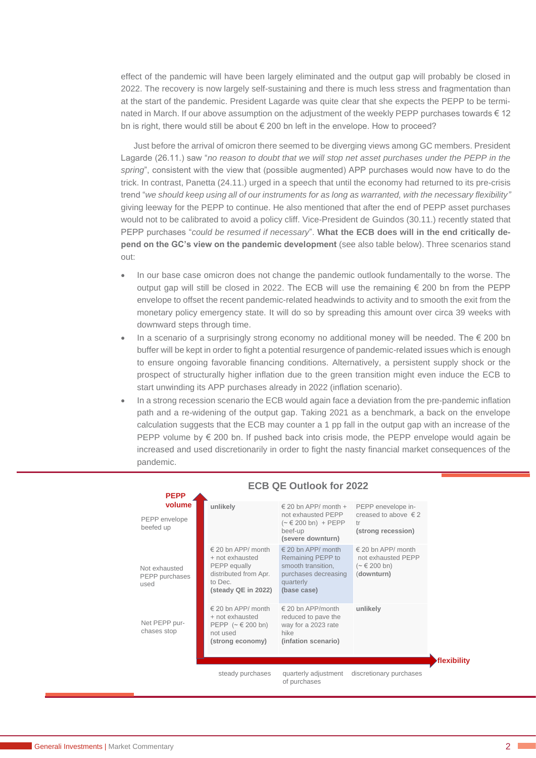effect of the pandemic will have been largely eliminated and the output gap will probably be closed in 2022. The recovery is now largely self-sustaining and there is much less stress and fragmentation than at the start of the pandemic. President Lagarde was quite clear that she expects the PEPP to be terminated in March. If our above assumption on the adjustment of the weekly PEPP purchases towards € 12 bn is right, there would still be about € 200 bn left in the envelope. How to proceed?

Just before the arrival of omicron there seemed to be diverging views among GC members. President Lagarde (26.11.) saw "*no reason to doubt that we will stop net asset purchases under the PEPP in the spring*", consistent with the view that (possible augmented) APP purchases would now have to do the trick. In contrast, Panetta (24.11.) urged in a speech that until the economy had returned to its pre-crisis trend "*we should keep using all of our instruments for as long as warranted, with the necessary flexibility"* giving leeway for the PEPP to continue. He also mentioned that after the end of PEPP asset purchases would not to be calibrated to avoid a policy cliff. Vice-President de Guindos (30.11.) recently stated that PEPP purchases "*could be resumed if necessary*". **What the ECB does will in the end critically depend on the GC's view on the pandemic development** (see also table below). Three scenarios stand out:

- In our base case omicron does not change the pandemic outlook fundamentally to the worse. The output gap will still be closed in 2022. The ECB will use the remaining € 200 bn from the PEPP envelope to offset the recent pandemic-related headwinds to activity and to smooth the exit from the monetary policy emergency state. It will do so by spreading this amount over circa 39 weeks with downward steps through time.
- In a scenario of a surprisingly strong economy no additional money will be needed. The € 200 bn buffer will be kept in order to fight a potential resurgence of pandemic-related issues which is enough to ensure ongoing favorable financing conditions. Alternatively, a persistent supply shock or the prospect of structurally higher inflation due to the green transition might even induce the ECB to start unwinding its APP purchases already in 2022 (inflation scenario).
- In a strong recession scenario the ECB would again face a deviation from the pre-pandemic inflation path and a re-widening of the output gap. Taking 2021 as a benchmark, a back on the envelope calculation suggests that the ECB may counter a 1 pp fall in the output gap with an increase of the PEPP volume by € 200 bn. If pushed back into crisis mode, the PEPP envelope would again be increased and used discretionarily in order to fight the nasty financial market consequences of the pandemic.

**ECB QE Outlook for 2022**

| PEPP volume ↑ / flexibility → | steady purchases | quarterly adjustment of purchases | discretionary purchases |
|---|---|---|---|
| PEPP envelope beefed up | unlikely | € 20 bn APP/ month + not exhausted PEPP (~ € 200 bn) + PEPP beef-up **(severe downturn)** | PEPP enevelope increased to above € 2 tr **(strong recession)** |
| Not exhausted PEPP purchases used | € 20 bn APP/ month + not exhausted PEPP equally distributed from Apr. to Dec. **(steady QE in 2022)** | € 20 bn APP/ month Remaining PEPP to smooth transition, purchases decreasing quarterly **(base case)** | € 20 bn APP/ month not exhausted PEPP (~ € 200 bn) **(downturn)** |
| Net PEPP purchases stop | € 20 bn APP/ month + not exhausted PEPP (~ € 200 bn) not used **(strong economy)** | € 20 bn APP/month reduced to pave the way for a 2023 rate hike **(infation scenario)** | unlikely |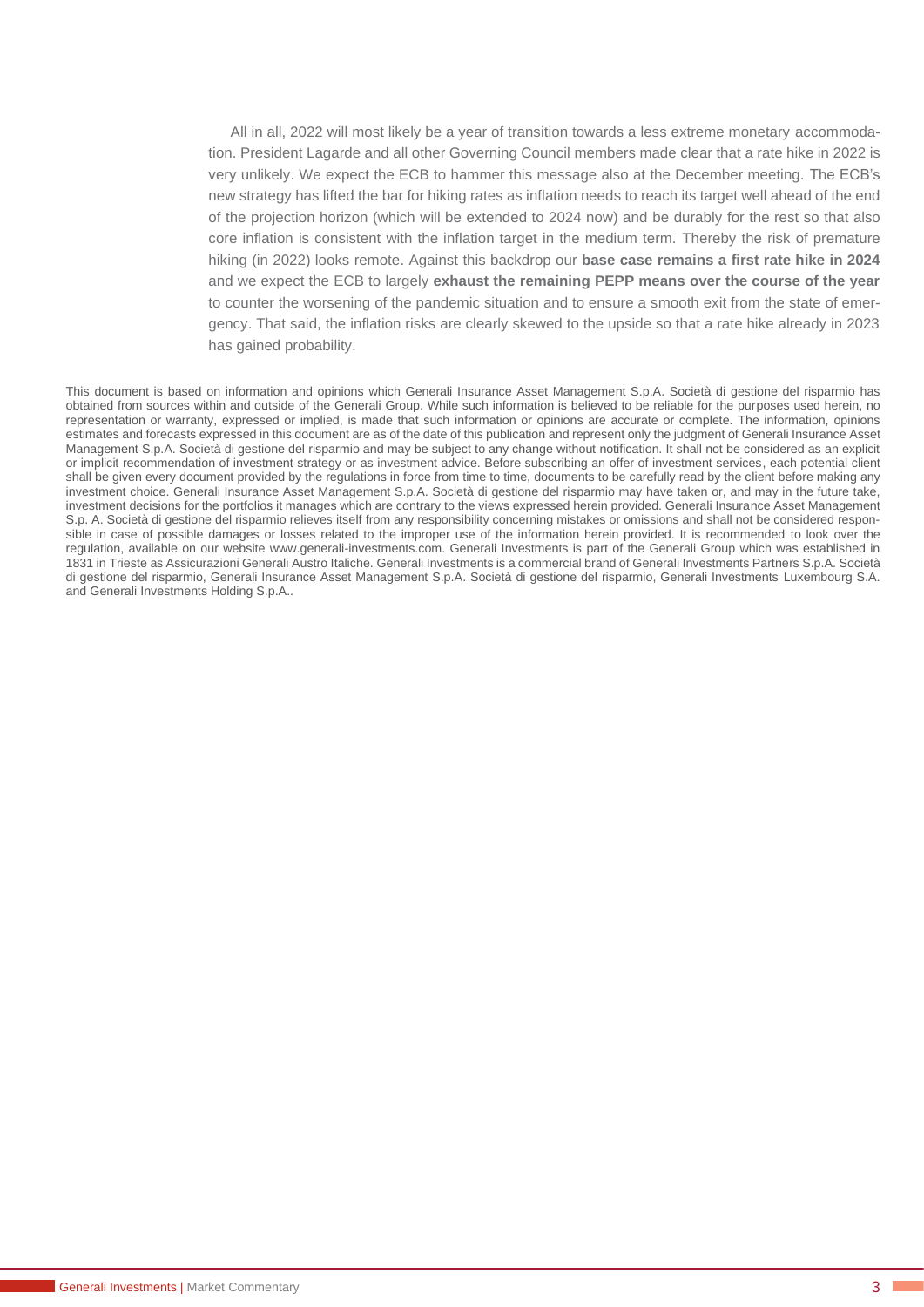All in all, 2022 will most likely be a year of transition towards a less extreme monetary accommodation. President Lagarde and all other Governing Council members made clear that a rate hike in 2022 is very unlikely. We expect the ECB to hammer this message also at the December meeting. The ECB's new strategy has lifted the bar for hiking rates as inflation needs to reach its target well ahead of the end of the projection horizon (which will be extended to 2024 now) and be durably for the rest so that also core inflation is consistent with the inflation target in the medium term. Thereby the risk of premature hiking (in 2022) looks remote. Against this backdrop our **base case remains a first rate hike in 2024** and we expect the ECB to largely **exhaust the remaining PEPP means over the course of the year** to counter the worsening of the pandemic situation and to ensure a smooth exit from the state of emergency. That said, the inflation risks are clearly skewed to the upside so that a rate hike already in 2023 has gained probability.

This document is based on information and opinions which Generali Insurance Asset Management S.p.A. Società di gestione del risparmio has obtained from sources within and outside of the Generali Group. While such information is believed to be reliable for the purposes used herein, no representation or warranty, expressed or implied, is made that such information or opinions are accurate or complete. The information, opinions estimates and forecasts expressed in this document are as of the date of this publication and represent only the judgment of Generali Insurance Asset Management S.p.A. Società di gestione del risparmio and may be subject to any change without notification. It shall not be considered as an explicit or implicit recommendation of investment strategy or as investment advice. Before subscribing an offer of investment services, each potential client shall be given every document provided by the regulations in force from time to time, documents to be carefully read by the client before making any investment choice. Generali Insurance Asset Management S.p.A. Società di gestione del risparmio may have taken or, and may in the future take, investment decisions for the portfolios it manages which are contrary to the views expressed herein provided. Generali Insurance Asset Management S.p. A. Società di gestione del risparmio relieves itself from any responsibility concerning mistakes or omissions and shall not be considered responsible in case of possible damages or losses related to the improper use of the information herein provided. It is recommended to look over the regulation, available on our website www.generali-investments.com. Generali Investments is part of the Generali Group which was established in 1831 in Trieste as Assicurazioni Generali Austro Italiche. Generali Investments is a commercial brand of Generali Investments Partners S.p.A. Società di gestione del risparmio, Generali Insurance Asset Management S.p.A. Società di gestione del risparmio, Generali Investments Luxembourg S.A. and Generali Investments Holding S.p.A..